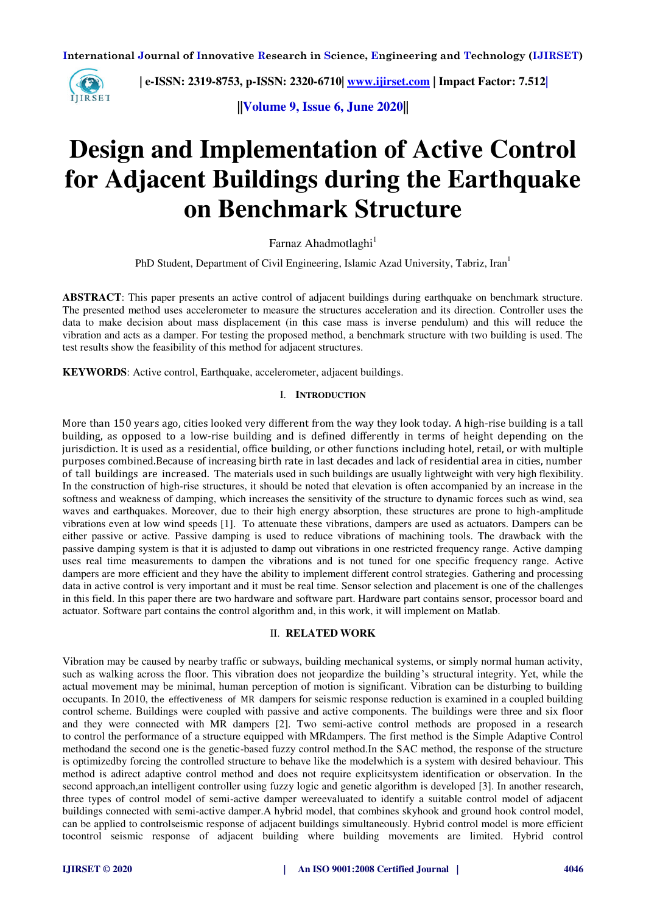# Design and Implementation of Active Control for Adjacent Buildings during the Earthquake on Benchmark Structure

Farnaz Ahadmotlaghi[1]

PhD Student, Department of Civil Engineering, Islamic Azad University, Tabriz, Iran[1]

**ABSTRACT**: This paper presents an active control of adjacent buildings during earthquake on benchmark structure. The presented method uses accelerometer to measure the structures acceleration and its direction. Controller uses the data to make decision about mass displacement (in this case mass is inverse pendulum) and this will reduce the vibration and acts as a damper. For testing the proposed method, a benchmark structure with two building is used. The test results show the feasibility of this method for adjacent structures.

**KEYWORDS**: Active control, Earthquake, accelerometer, adjacent buildings.

## I. INTRODUCTION

More than 150 years ago, cities looked very different from the way they look today. A high-rise building is a tall building, as opposed to a low-rise building and is defined differently in terms of height depending on the jurisdiction. It is used as a residential, office building, or other functions including hotel, retail, or with multiple purposes combined.Because of increasing birth rate in last decades and lack of residential area in cities, number of tall buildings are increased. The materials used in such buildings are usually lightweight with very high flexibility. In the construction of high-rise structures, it should be noted that elevation is often accompanied by an increase in the softness and weakness of damping, which increases the sensitivity of the structure to dynamic forces such as wind, sea waves and earthquakes. Moreover, due to their high energy absorption, these structures are prone to high-amplitude vibrations even at low wind speeds [1]. To attenuate these vibrations, dampers are used as actuators. Dampers can be either passive or active. Passive damping is used to reduce vibrations of machining tools. The drawback with the passive damping system is that it is adjusted to damp out vibrations in one restricted frequency range. Active damping uses real time measurements to dampen the vibrations and is not tuned for one specific frequency range. Active dampers are more efficient and they have the ability to implement different control strategies. Gathering and processing data in active control is very important and it must be real time. Sensor selection and placement is one of the challenges in this field. In this paper there are two hardware and software part. Hardware part contains sensor, processor board and actuator. Software part contains the control algorithm and, in this work, it will implement on Matlab.

## II. RELATED WORK

Vibration may be caused by nearby traffic or subways, building mechanical systems, or simply normal human activity, such as walking across the floor. This vibration does not jeopardize the building's structural integrity. Yet, while the actual movement may be minimal, human perception of motion is significant. Vibration can be disturbing to building occupants. In 2010, the effectiveness of MR dampers for seismic response reduction is examined in a coupled building control scheme. Buildings were coupled with passive and active components. The buildings were three and six floor and they were connected with MR dampers [2]. Two semi-active control methods are proposed in a research to control the performance of a structure equipped with MRdampers. The first method is the Simple Adaptive Control methodand the second one is the genetic-based fuzzy control method.In the SAC method, the response of the structure is optimizedby forcing the controlled structure to behave like the modelwhich is a system with desired behaviour. This method is adirect adaptive control method and does not require explicitsystem identification or observation. In the second approach,an intelligent controller using fuzzy logic and genetic algorithm is developed [3]. In another research, three types of control model of semi-active damper wereevaluated to identify a suitable control model of adjacent buildings connected with semi-active damper.A hybrid model, that combines skyhook and ground hook control model, can be applied to controlseismic response of adjacent buildings simultaneously. Hybrid control model is more efficient tocontrol seismic response of adjacent building where building movements are limited. Hybrid control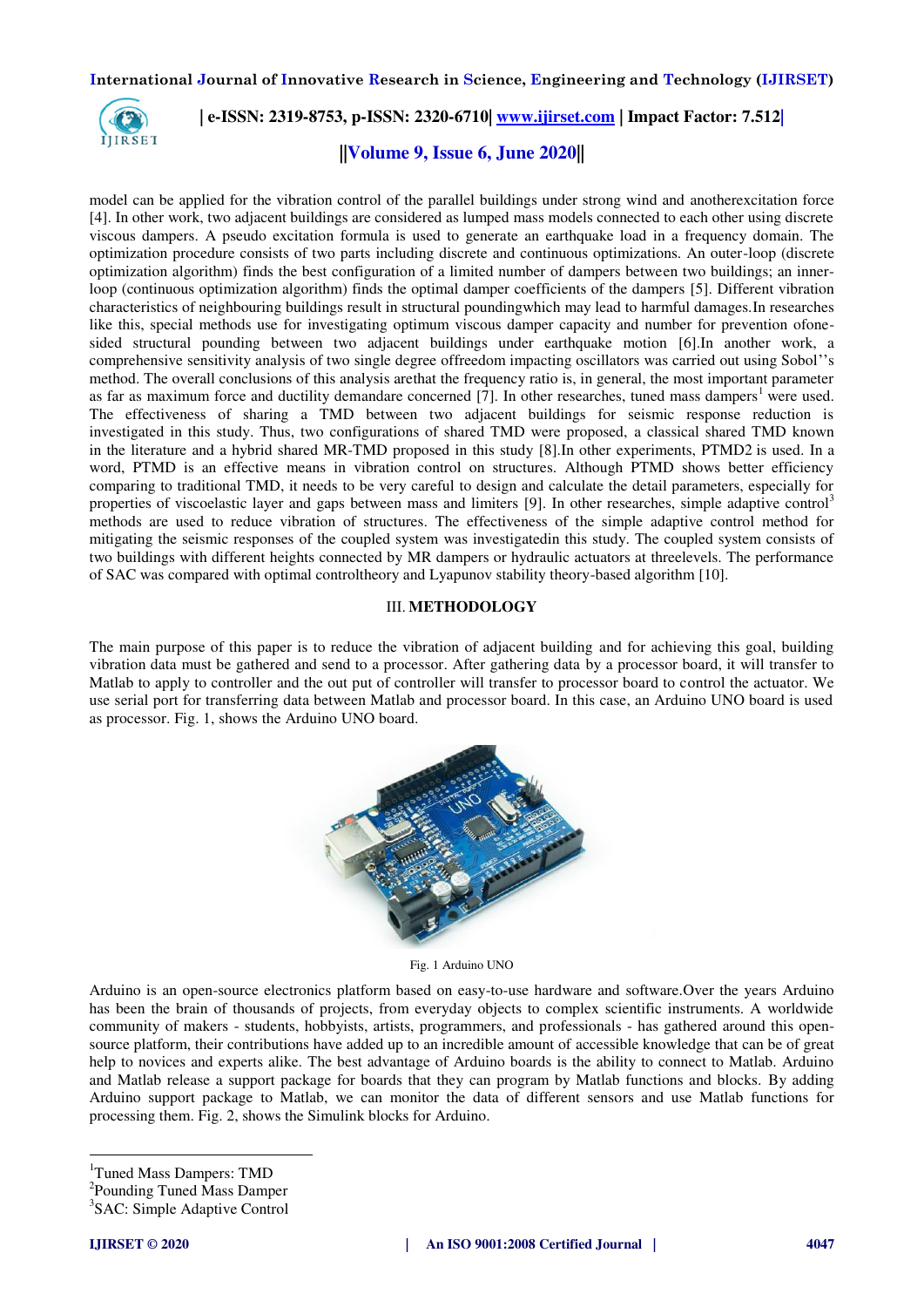model can be applied for the vibration control of the parallel buildings under strong wind and anotherexcitation force [4]. In other work, two adjacent buildings are considered as lumped mass models connected to each other using discrete viscous dampers. A pseudo excitation formula is used to generate an earthquake load in a frequency domain. The optimization procedure consists of two parts including discrete and continuous optimizations. An outer-loop (discrete optimization algorithm) finds the best configuration of a limited number of dampers between two buildings; an inner-loop (continuous optimization algorithm) finds the optimal damper coefficients of the dampers [5]. Different vibration characteristics of neighbouring buildings result in structural poundingwhich may lead to harmful damages.In researches like this, special methods use for investigating optimum viscous damper capacity and number for prevention ofone-sided structural pounding between two adjacent buildings under earthquake motion [6].In another work, a comprehensive sensitivity analysis of two single degree offreedom impacting oscillators was carried out using Sobol''s method. The overall conclusions of this analysis arethat the frequency ratio is, in general, the most important parameter as far as maximum force and ductility demandare concerned [7]. In other researches, tuned mass dampers[1] were used. The effectiveness of sharing a TMD between two adjacent buildings for seismic response reduction is investigated in this study. Thus, two configurations of shared TMD were proposed, a classical shared TMD known in the literature and a hybrid shared MR-TMD proposed in this study [8].In other experiments, PTMD2 is used. In a word, PTMD is an effective means in vibration control on structures. Although PTMD shows better efficiency comparing to traditional TMD, it needs to be very careful to design and calculate the detail parameters, especially for properties of viscoelastic layer and gaps between mass and limiters [9]. In other researches, simple adaptive control[3] methods are used to reduce vibration of structures. The effectiveness of the simple adaptive control method for mitigating the seismic responses of the coupled system was investigatedin this study. The coupled system consists of two buildings with different heights connected by MR dampers or hydraulic actuators at threelevels. The performance of SAC was compared with optimal controltheory and Lyapunov stability theory-based algorithm [10].

## III. METHODOLOGY

The main purpose of this paper is to reduce the vibration of adjacent building and for achieving this goal, building vibration data must be gathered and send to a processor. After gathering data by a processor board, it will transfer to Matlab to apply to controller and the out put of controller will transfer to processor board to control the actuator. We use serial port for transferring data between Matlab and processor board. In this case, an Arduino UNO board is used as processor. Fig. 1, shows the Arduino UNO board.

Fig. 1 Arduino UNO

Arduino is an open-source electronics platform based on easy-to-use hardware and software.Over the years Arduino has been the brain of thousands of projects, from everyday objects to complex scientific instruments. A worldwide community of makers - students, hobbyists, artists, programmers, and professionals - has gathered around this open-source platform, their contributions have added up to an incredible amount of accessible knowledge that can be of great help to novices and experts alike. The best advantage of Arduino boards is the ability to connect to Matlab. Arduino and Matlab release a support package for boards that they can program by Matlab functions and blocks. By adding Arduino support package to Matlab, we can monitor the data of different sensors and use Matlab functions for processing them. Fig. 2, shows the Simulink blocks for Arduino.

[1]Tuned Mass Dampers: TMD
[2]Pounding Tuned Mass Damper
[3]SAC: Simple Adaptive Control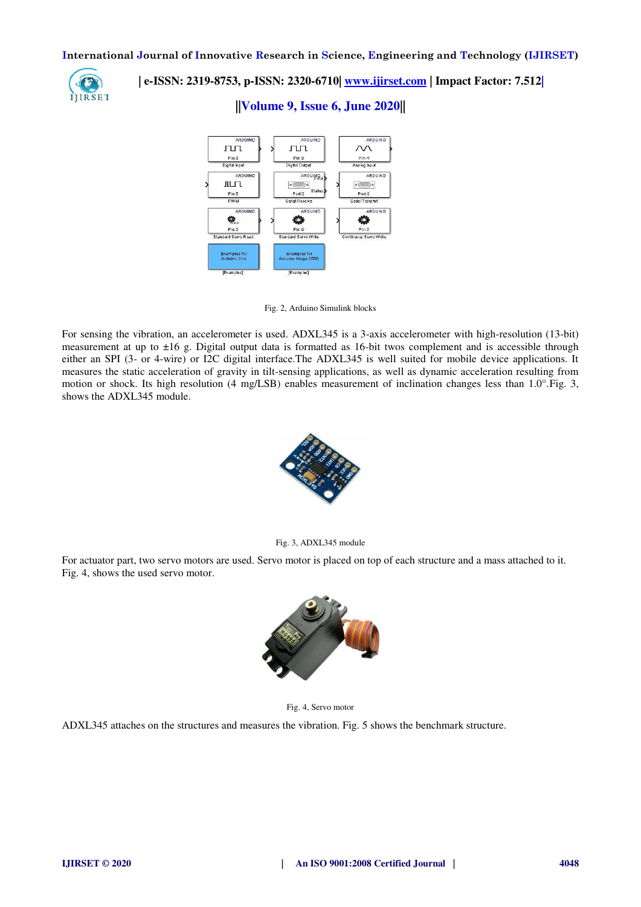Fig. 2, Arduino Simulink blocks

For sensing the vibration, an accelerometer is used. ADXL345 is a 3-axis accelerometer with high-resolution (13-bit) measurement at up to ±16 g. Digital output data is formatted as 16-bit twos complement and is accessible through either an SPI (3- or 4-wire) or I2C digital interface.The ADXL345 is well suited for mobile device applications. It measures the static acceleration of gravity in tilt-sensing applications, as well as dynamic acceleration resulting from motion or shock. Its high resolution (4 mg/LSB) enables measurement of inclination changes less than 1.0°.Fig. 3, shows the ADXL345 module.

Fig. 3, ADXL345 module

For actuator part, two servo motors are used. Servo motor is placed on top of each structure and a mass attached to it. Fig. 4, shows the used servo motor.

Fig. 4, Servo motor

ADXL345 attaches on the structures and measures the vibration. Fig. 5 shows the benchmark structure.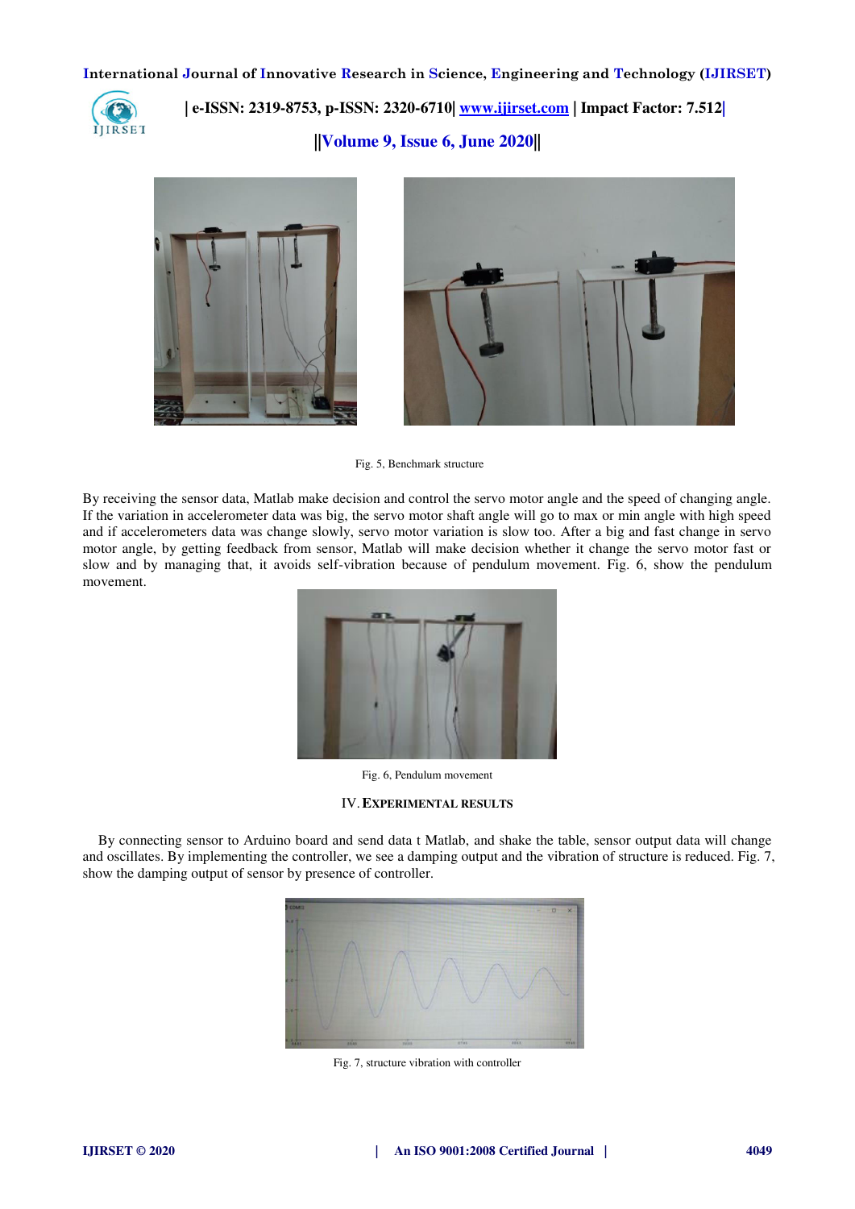Fig. 5, Benchmark structure

By receiving the sensor data, Matlab make decision and control the servo motor angle and the speed of changing angle. If the variation in accelerometer data was big, the servo motor shaft angle will go to max or min angle with high speed and if accelerometers data was change slowly, servo motor variation is slow too. After a big and fast change in servo motor angle, by getting feedback from sensor, Matlab will make decision whether it change the servo motor fast or slow and by managing that, it avoids self-vibration because of pendulum movement. Fig. 6, show the pendulum movement.

Fig. 6, Pendulum movement

## IV. EXPERIMENTAL RESULTS

By connecting sensor to Arduino board and send data t Matlab, and shake the table, sensor output data will change and oscillates. By implementing the controller, we see a damping output and the vibration of structure is reduced. Fig. 7, show the damping output of sensor by presence of controller.

Fig. 7, structure vibration with controller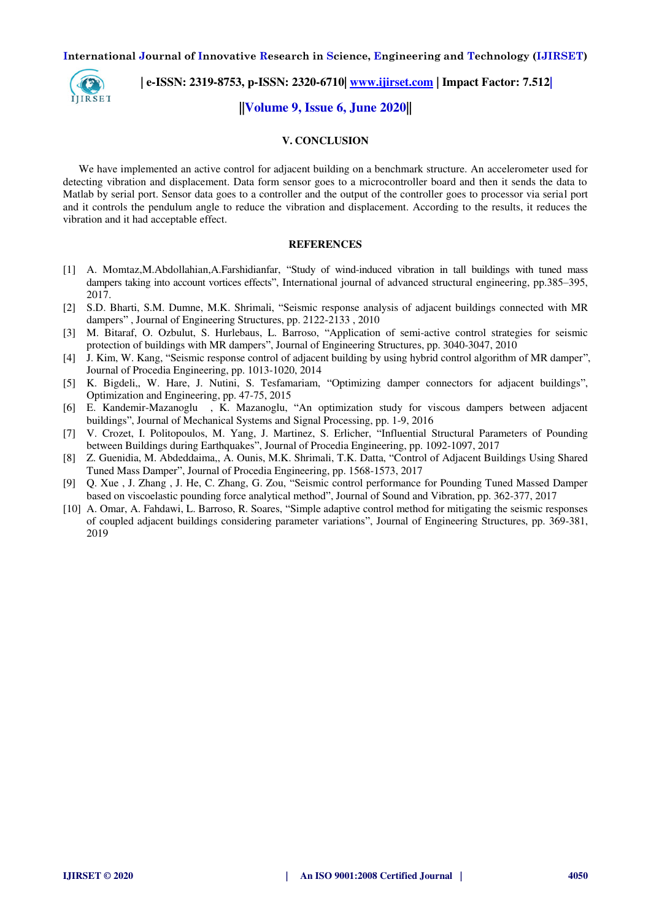## V. CONCLUSION

We have implemented an active control for adjacent building on a benchmark structure. An accelerometer used for detecting vibration and displacement. Data form sensor goes to a microcontroller board and then it sends the data to Matlab by serial port. Sensor data goes to a controller and the output of the controller goes to processor via serial port and it controls the pendulum angle to reduce the vibration and displacement. According to the results, it reduces the vibration and it had acceptable effect.

## REFERENCES

[1] A. Momtaz,M.Abdollahian,A.Farshidianfar, "Study of wind-induced vibration in tall buildings with tuned mass dampers taking into account vortices effects", International journal of advanced structural engineering, pp.385–395, 2017.

[2] S.D. Bharti, S.M. Dumne, M.K. Shrimali, "Seismic response analysis of adjacent buildings connected with MR dampers" , Journal of Engineering Structures, pp. 2122-2133 , 2010

[3] M. Bitaraf, O. Ozbulut, S. Hurlebaus, L. Barroso, "Application of semi-active control strategies for seismic protection of buildings with MR dampers", Journal of Engineering Structures, pp. 3040-3047, 2010

[4] J. Kim, W. Kang, "Seismic response control of adjacent building by using hybrid control algorithm of MR damper", Journal of Procedia Engineering, pp. 1013-1020, 2014

[5] K. Bigdeli,, W. Hare, J. Nutini, S. Tesfamariam, "Optimizing damper connectors for adjacent buildings", Optimization and Engineering, pp. 47-75, 2015

[6] E. Kandemir-Mazanoglu , K. Mazanoglu, "An optimization study for viscous dampers between adjacent buildings", Journal of Mechanical Systems and Signal Processing, pp. 1-9, 2016

[7] V. Crozet, I. Politopoulos, M. Yang, J. Martinez, S. Erlicher, "Influential Structural Parameters of Pounding between Buildings during Earthquakes", Journal of Procedia Engineering, pp. 1092-1097, 2017

[8] Z. Guenidia, M. Abdeddaima,, A. Ounis, M.K. Shrimali, T.K. Datta, "Control of Adjacent Buildings Using Shared Tuned Mass Damper", Journal of Procedia Engineering, pp. 1568-1573, 2017

[9] Q. Xue , J. Zhang , J. He, C. Zhang, G. Zou, "Seismic control performance for Pounding Tuned Massed Damper based on viscoelastic pounding force analytical method", Journal of Sound and Vibration, pp. 362-377, 2017

[10] A. Omar, A. Fahdawi, L. Barroso, R. Soares, "Simple adaptive control method for mitigating the seismic responses of coupled adjacent buildings considering parameter variations", Journal of Engineering Structures, pp. 369-381, 2019